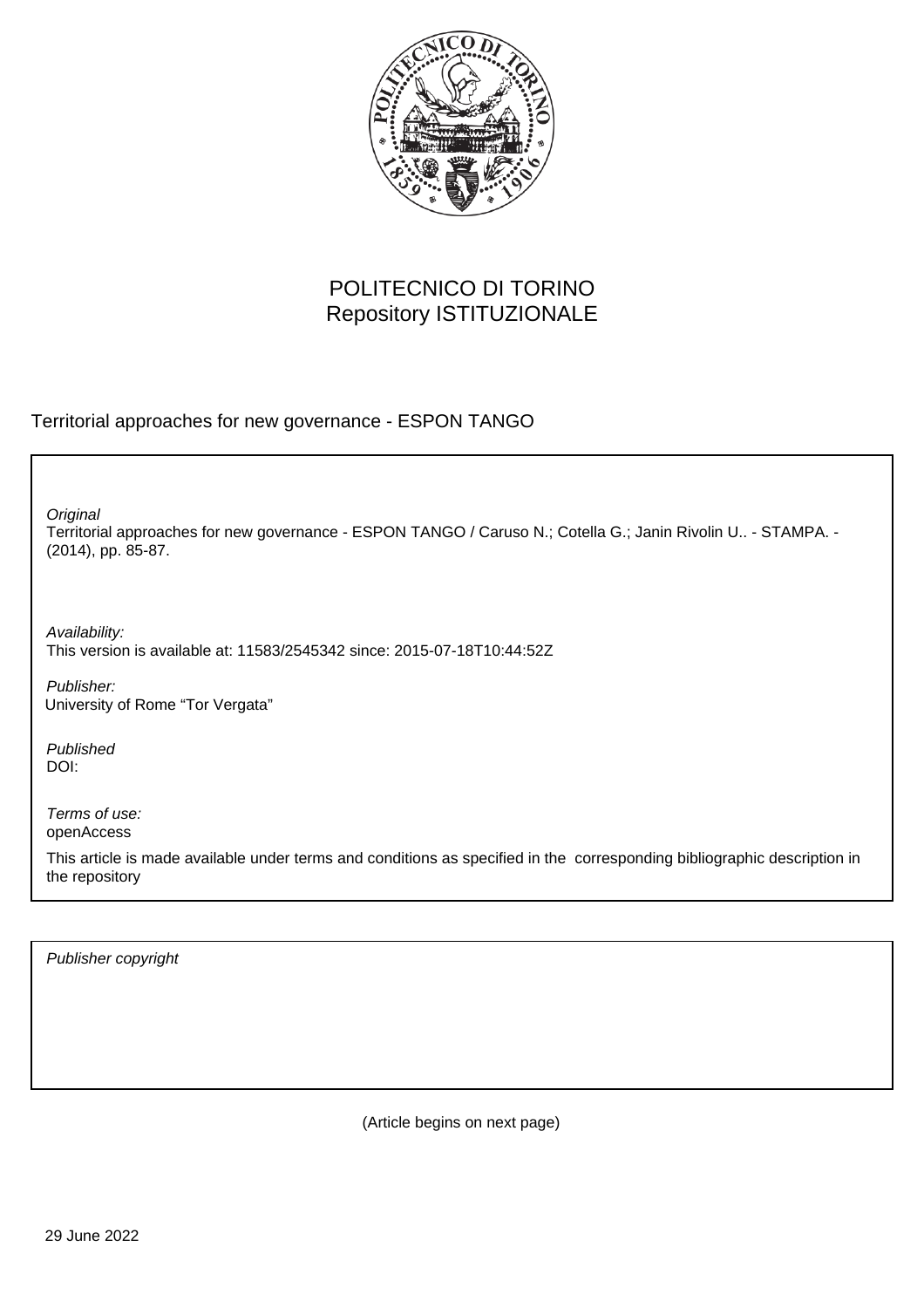POLITECNICO DI TORINO
Repository ISTITUZIONALE

Territorial approaches for new governance - ESPON TANGO

*Original*
Territorial approaches for new governance - ESPON TANGO / Caruso N.; Cotella G.; Janin Rivolin U.. - STAMPA. - (2014), pp. 85-87.

*Availability:*
This version is available at: 11583/2545342 since: 2015-07-18T10:44:52Z

*Publisher:*
University of Rome "Tor Vergata"

*Published*
DOI:

*Terms of use:*
openAccess

This article is made available under terms and conditions as specified in the corresponding bibliographic description in the repository

*Publisher copyright*

(Article begins on next page)

29 June 2022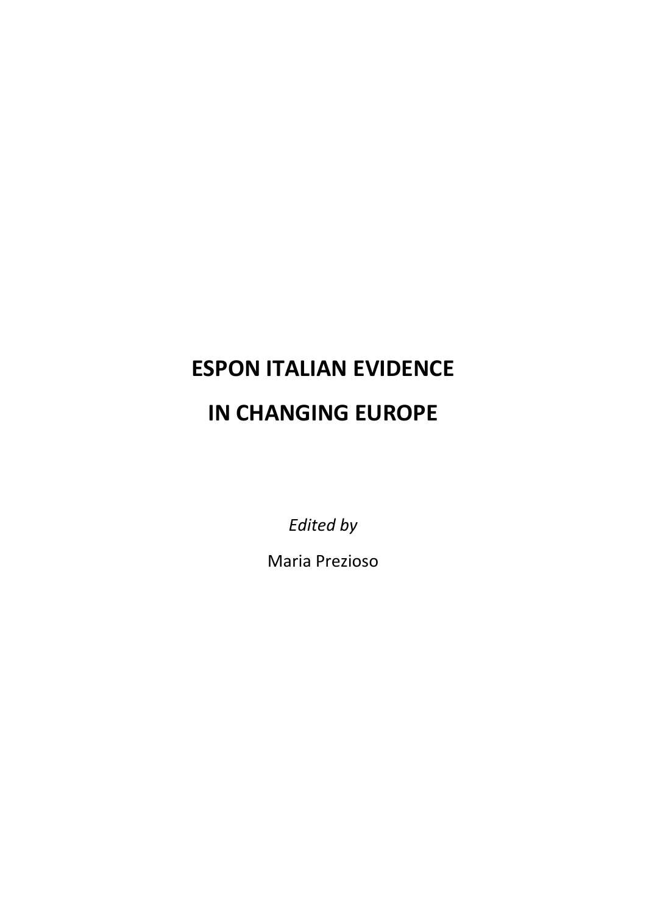# ESPON ITALIAN EVIDENCE IN CHANGING EUROPE

*Edited by*

Maria Prezioso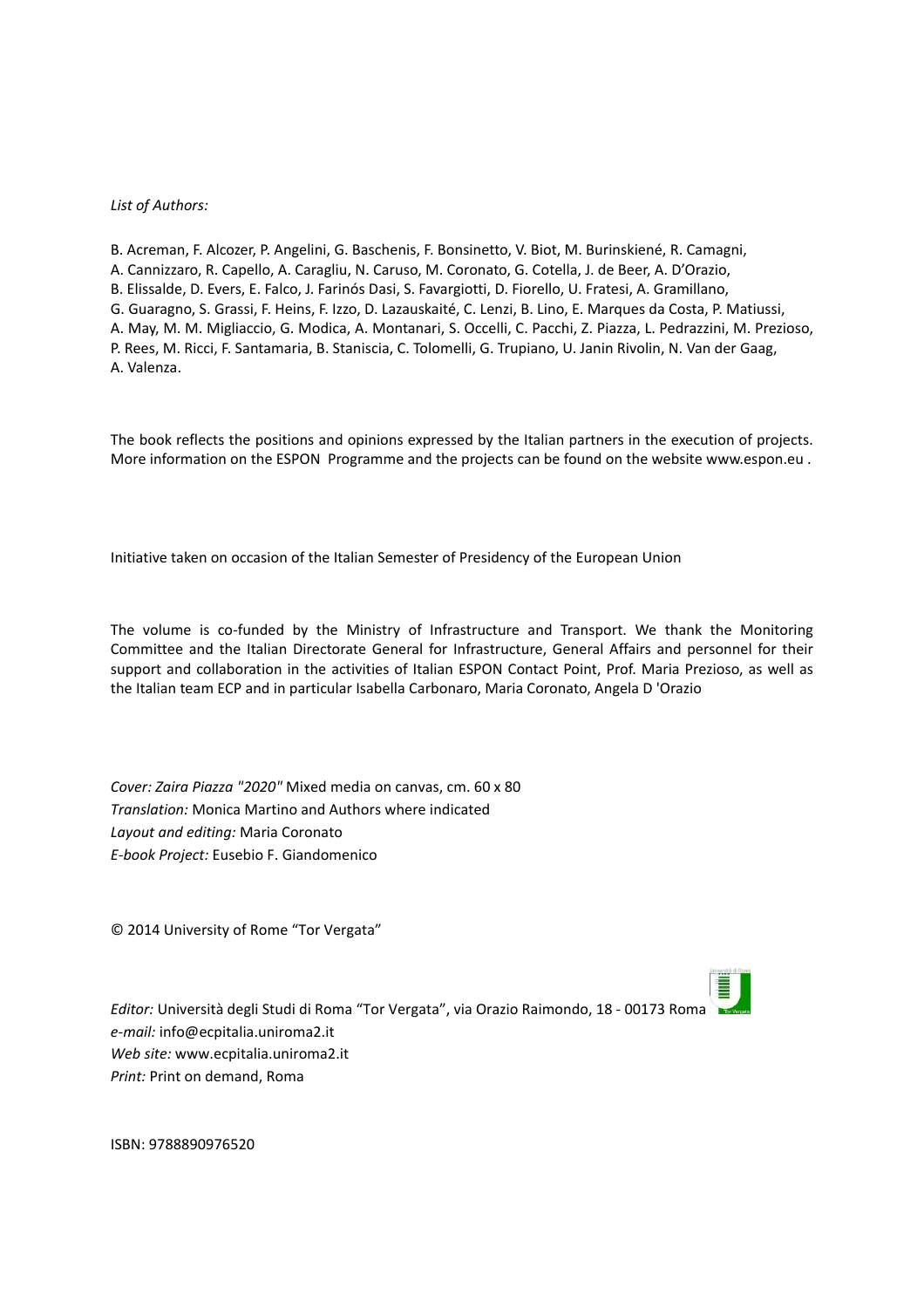*List of Authors:*

B. Acreman, F. Alcozer, P. Angelini, G. Baschenis, F. Bonsinetto, V. Biot, M. Burinskiené, R. Camagni, A. Cannizzaro, R. Capello, A. Caragliu, N. Caruso, M. Coronato, G. Cotella, J. de Beer, A. D'Orazio, B. Elissalde, D. Evers, E. Falco, J. Farinós Dasi, S. Favargiotti, D. Fiorello, U. Fratesi, A. Gramillano, G. Guaragno, S. Grassi, F. Heins, F. Izzo, D. Lazauskaité, C. Lenzi, B. Lino, E. Marques da Costa, P. Matiussi, A. May, M. M. Migliaccio, G. Modica, A. Montanari, S. Occelli, C. Pacchi, Z. Piazza, L. Pedrazzini, M. Prezioso, P. Rees, M. Ricci, F. Santamaria, B. Staniscia, C. Tolomelli, G. Trupiano, U. Janin Rivolin, N. Van der Gaag, A. Valenza.

The book reflects the positions and opinions expressed by the Italian partners in the execution of projects. More information on the ESPON Programme and the projects can be found on the website www.espon.eu .

Initiative taken on occasion of the Italian Semester of Presidency of the European Union

The volume is co-funded by the Ministry of Infrastructure and Transport. We thank the Monitoring Committee and the Italian Directorate General for Infrastructure, General Affairs and personnel for their support and collaboration in the activities of Italian ESPON Contact Point, Prof. Maria Prezioso, as well as the Italian team ECP and in particular Isabella Carbonaro, Maria Coronato, Angela D 'Orazio

*Cover: Zaira Piazza "2020"* Mixed media on canvas, cm. 60 x 80
*Translation:* Monica Martino and Authors where indicated
*Layout and editing:* Maria Coronato
*E-book Project:* Eusebio F. Giandomenico

© 2014 University of Rome "Tor Vergata"

*Editor:* Università degli Studi di Roma "Tor Vergata", via Orazio Raimondo, 18 - 00173 Roma
*e-mail:* info@ecpitalia.uniroma2.it
*Web site:* www.ecpitalia.uniroma2.it
*Print:* Print on demand, Roma

ISBN: 9788890976520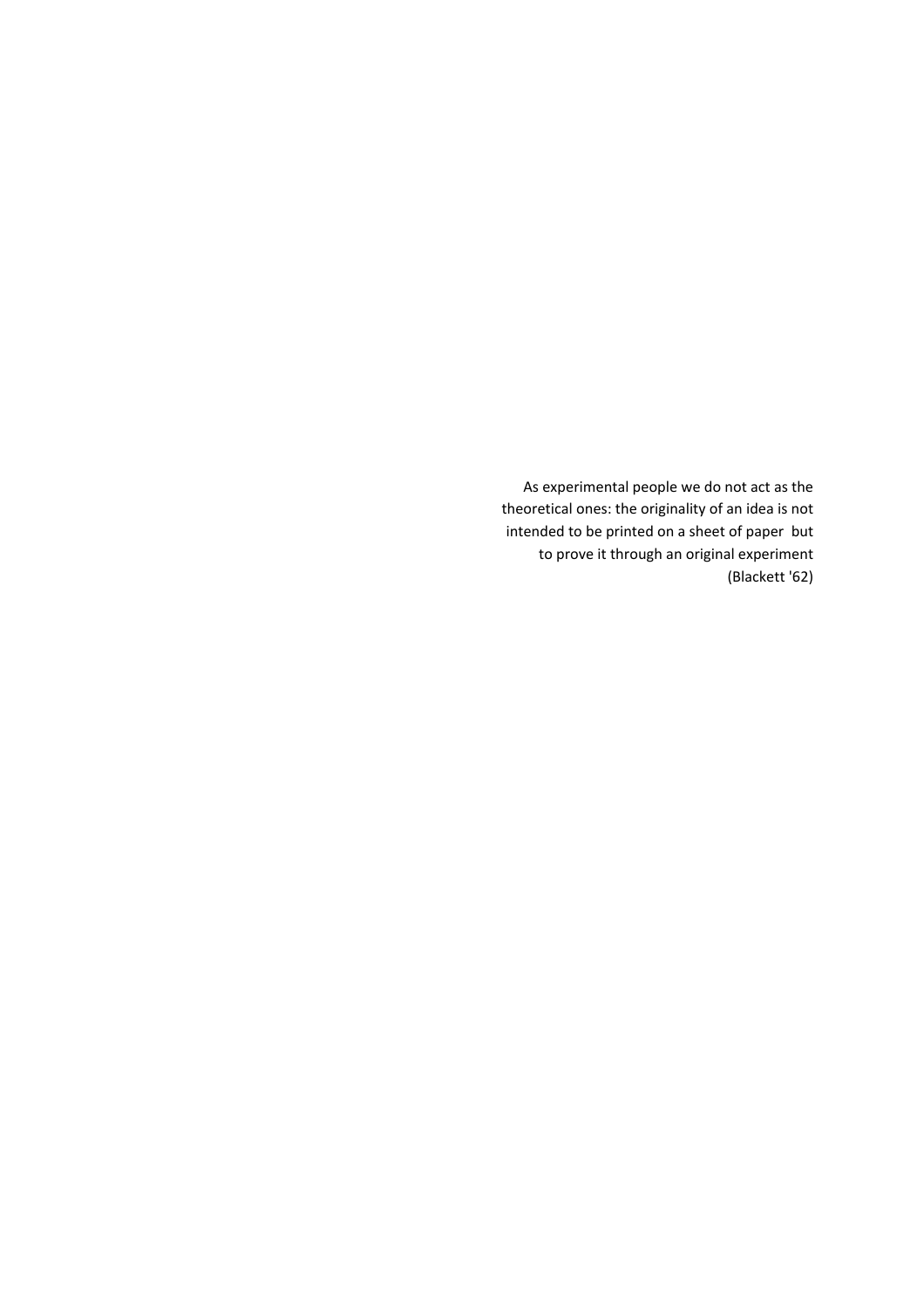As experimental people we do not act as the theoretical ones: the originality of an idea is not intended to be printed on a sheet of paper  but to prove it through an original experiment
(Blackett '62)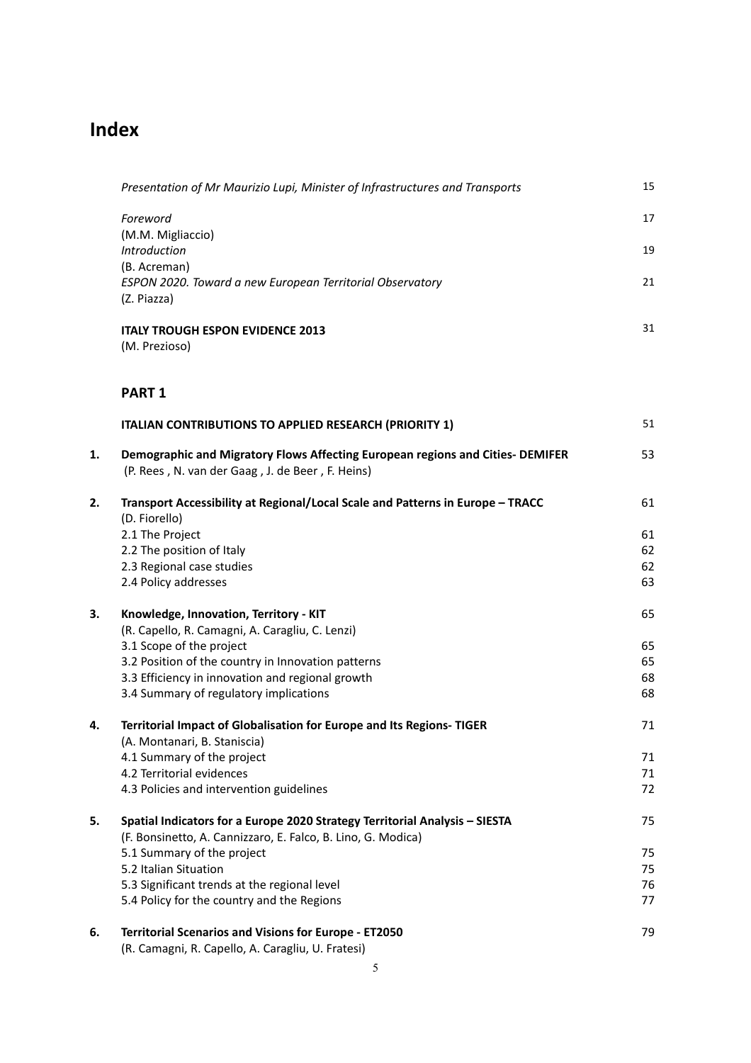# Index

| | | |
|---|---|---|
| | *Presentation of Mr Maurizio Lupi, Minister of Infrastructures and Transports* | 15 |
| | *Foreword* (M.M. Migliaccio) | 17 |
| | *Introduction* (B. Acreman) | 19 |
| | *ESPON 2020. Toward a new European Territorial Observatory* (Z. Piazza) | 21 |
| | **ITALY TROUGH ESPON EVIDENCE 2013** (M. Prezioso) | 31 |

## PART 1

| | | |
|---|---|---|
| | **ITALIAN CONTRIBUTIONS TO APPLIED RESEARCH (PRIORITY 1)** | 51 |
| **1.** | **Demographic and Migratory Flows Affecting European regions and Cities- DEMIFER** (P. Rees , N. van der Gaag , J. de Beer , F. Heins) | 53 |
| **2.** | **Transport Accessibility at Regional/Local Scale and Patterns in Europe – TRACC** (D. Fiorello) | 61 |
| | 2.1 The Project | 61 |
| | 2.2 The position of Italy | 62 |
| | 2.3 Regional case studies | 62 |
| | 2.4 Policy addresses | 63 |
| **3.** | **Knowledge, Innovation, Territory - KIT** (R. Capello, R. Camagni, A. Caragliu, C. Lenzi) | 65 |
| | 3.1 Scope of the project | 65 |
| | 3.2 Position of the country in Innovation patterns | 65 |
| | 3.3 Efficiency in innovation and regional growth | 68 |
| | 3.4 Summary of regulatory implications | 68 |
| **4.** | **Territorial Impact of Globalisation for Europe and Its Regions- TIGER** (A. Montanari, B. Staniscia) | 71 |
| | 4.1 Summary of the project | 71 |
| | 4.2 Territorial evidences | 71 |
| | 4.3 Policies and intervention guidelines | 72 |
| **5.** | **Spatial Indicators for a Europe 2020 Strategy Territorial Analysis – SIESTA** (F. Bonsinetto, A. Cannizzaro, E. Falco, B. Lino, G. Modica) | 75 |
| | 5.1 Summary of the project | 75 |
| | 5.2 Italian Situation | 75 |
| | 5.3 Significant trends at the regional level | 76 |
| | 5.4 Policy for the country and the Regions | 77 |
| **6.** | **Territorial Scenarios and Visions for Europe - ET2050** (R. Camagni, R. Capello, A. Caragliu, U. Fratesi) | 79 |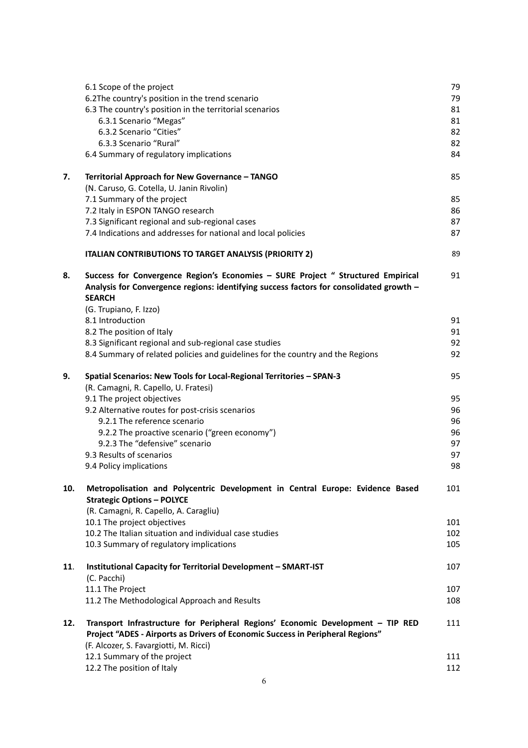| | | |
|---|---|---|
| | 6.1 Scope of the project | 79 |
| | 6.2The country's position in the trend scenario | 79 |
| | 6.3 The country's position in the territorial scenarios | 81 |
| | 6.3.1 Scenario "Megas" | 81 |
| | 6.3.2 Scenario "Cities" | 82 |
| | 6.3.3 Scenario "Rural" | 82 |
| | 6.4 Summary of regulatory implications | 84 |
| **7.** | **Territorial Approach for New Governance – TANGO** | 85 |
| | (N. Caruso, G. Cotella, U. Janin Rivolin) | |
| | 7.1 Summary of the project | 85 |
| | 7.2 Italy in ESPON TANGO research | 86 |
| | 7.3 Significant regional and sub-regional cases | 87 |
| | 7.4 Indications and addresses for national and local policies | 87 |
| | **ITALIAN CONTRIBUTIONS TO TARGET ANALYSIS (PRIORITY 2)** | 89 |
| **8.** | **Success for Convergence Region's Economies – SURE Project " Structured Empirical Analysis for Convergence regions: identifying success factors for consolidated growth – SEARCH** | 91 |
| | (G. Trupiano, F. Izzo) | |
| | 8.1 Introduction | 91 |
| | 8.2 The position of Italy | 91 |
| | 8.3 Significant regional and sub-regional case studies | 92 |
| | 8.4 Summary of related policies and guidelines for the country and the Regions | 92 |
| **9.** | **Spatial Scenarios: New Tools for Local-Regional Territories – SPAN-3** | 95 |
| | (R. Camagni, R. Capello, U. Fratesi) | |
| | 9.1 The project objectives | 95 |
| | 9.2 Alternative routes for post-crisis scenarios | 96 |
| | 9.2.1 The reference scenario | 96 |
| | 9.2.2 The proactive scenario ("green economy") | 96 |
| | 9.2.3 The "defensive" scenario | 97 |
| | 9.3 Results of scenarios | 97 |
| | 9.4 Policy implications | 98 |
| **10.** | **Metropolisation and Polycentric Development in Central Europe: Evidence Based Strategic Options – POLYCE** | 101 |
| | (R. Camagni, R. Capello, A. Caragliu) | |
| | 10.1 The project objectives | 101 |
| | 10.2 The Italian situation and individual case studies | 102 |
| | 10.3 Summary of regulatory implications | 105 |
| **11.** | **Institutional Capacity for Territorial Development – SMART-IST** | 107 |
| | (C. Pacchi) | |
| | 11.1 The Project | 107 |
| | 11.2 The Methodological Approach and Results | 108 |
| **12.** | **Transport Infrastructure for Peripheral Regions' Economic Development – TIP RED Project "ADES - Airports as Drivers of Economic Success in Peripheral Regions"** | 111 |
| | (F. Alcozer, S. Favargiotti, M. Ricci) | |
| | 12.1 Summary of the project | 111 |
| | 12.2 The position of Italy | 112 |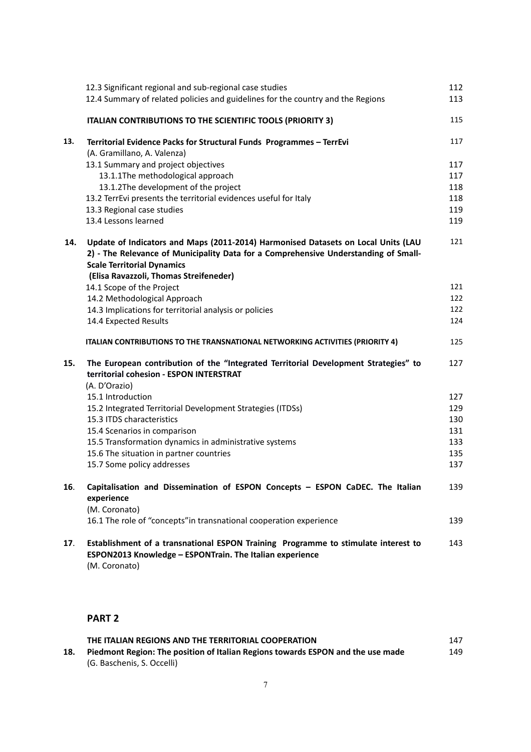| | | |
|---|---|---|
| | 12.3 Significant regional and sub-regional case studies | 112 |
| | 12.4 Summary of related policies and guidelines for the country and the Regions | 113 |
| | **ITALIAN CONTRIBUTIONS TO THE SCIENTIFIC TOOLS (PRIORITY 3)** | 115 |
| **13.** | **Territorial Evidence Packs for Structural Funds Programmes – TerrEvi** (A. Gramillano, A. Valenza) | 117 |
| | 13.1 Summary and project objectives | 117 |
| | 13.1.1The methodological approach | 117 |
| | 13.1.2The development of the project | 118 |
| | 13.2 TerrEvi presents the territorial evidences useful for Italy | 118 |
| | 13.3 Regional case studies | 119 |
| | 13.4 Lessons learned | 119 |
| **14.** | **Update of Indicators and Maps (2011-2014) Harmonised Datasets on Local Units (LAU 2) - The Relevance of Municipality Data for a Comprehensive Understanding of Small-Scale Territorial Dynamics (Elisa Ravazzoli, Thomas Streifeneder)** | 121 |
| | 14.1 Scope of the Project | 121 |
| | 14.2 Methodological Approach | 122 |
| | 14.3 Implications for territorial analysis or policies | 122 |
| | 14.4 Expected Results | 124 |
| | **ITALIAN CONTRIBUTIONS TO THE TRANSNATIONAL NETWORKING ACTIVITIES (PRIORITY 4)** | 125 |
| **15.** | **The European contribution of the "Integrated Territorial Development Strategies" to territorial cohesion - ESPON INTERSTRAT** (A. D'Orazio) | 127 |
| | 15.1 Introduction | 127 |
| | 15.2 Integrated Territorial Development Strategies (ITDSs) | 129 |
| | 15.3 ITDS characteristics | 130 |
| | 15.4 Scenarios in comparison | 131 |
| | 15.5 Transformation dynamics in administrative systems | 133 |
| | 15.6 The situation in partner countries | 135 |
| | 15.7 Some policy addresses | 137 |
| **16**. | **Capitalisation and Dissemination of ESPON Concepts – ESPON CaDEC. The Italian experience** (M. Coronato) | 139 |
| | 16.1 The role of "concepts"in transnational cooperation experience | 139 |
| **17**. | **Establishment of a transnational ESPON Training Programme to stimulate interest to ESPON2013 Knowledge – ESPONTrain. The Italian experience** (M. Coronato) | 143 |

## PART 2

| | | |
|---|---|---|
| | **THE ITALIAN REGIONS AND THE TERRITORIAL COOPERATION** | 147 |
| **18.** | **Piedmont Region: The position of Italian Regions towards ESPON and the use made** (G. Baschenis, S. Occelli) | 149 |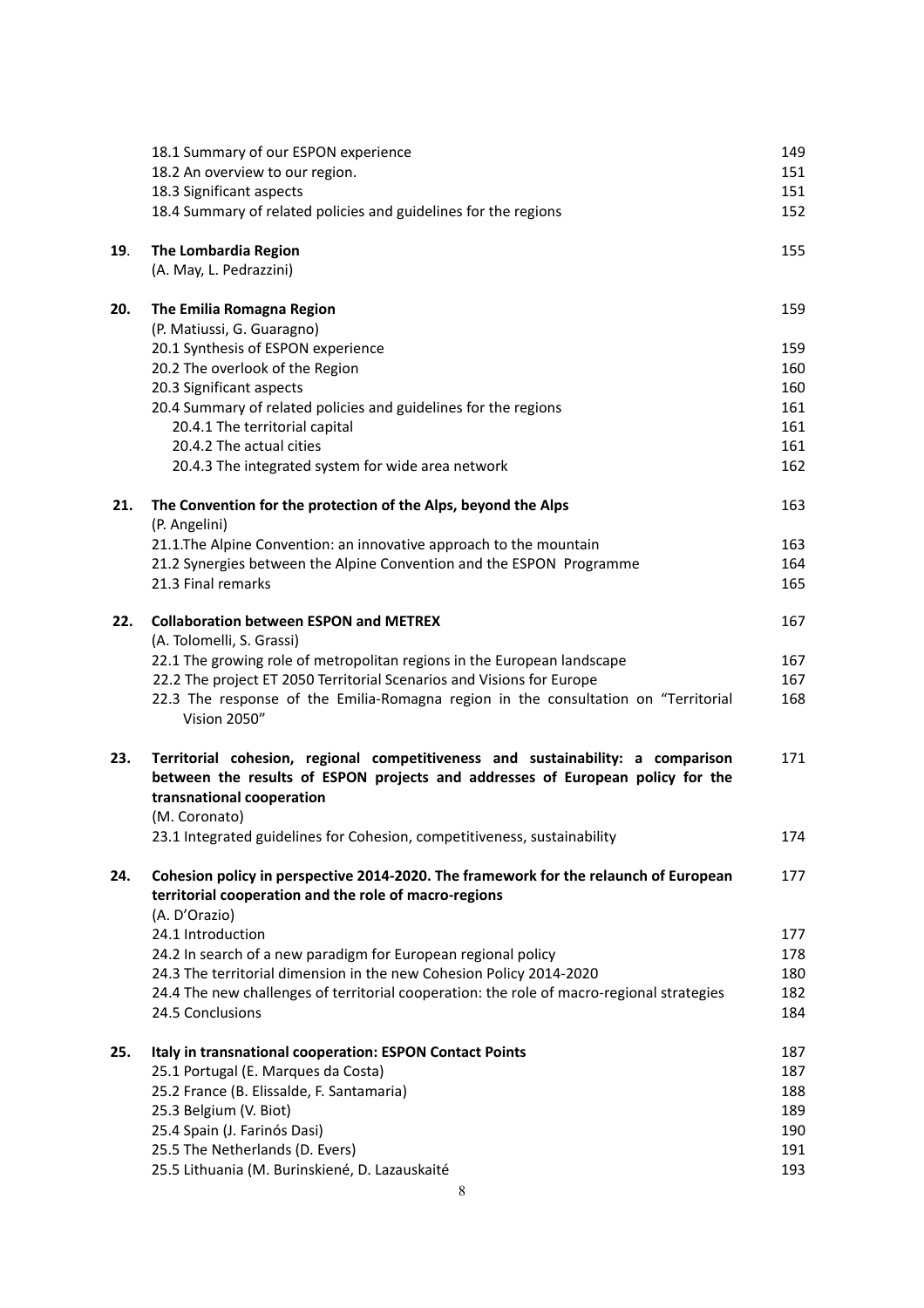| | | |
|---|---|---|
| | 18.1 Summary of our ESPON experience | 149 |
| | 18.2 An overview to our region. | 151 |
| | 18.3 Significant aspects | 151 |
| | 18.4 Summary of related policies and guidelines for the regions | 152 |
| **19**. | **The Lombardia Region** (A. May, L. Pedrazzini) | 155 |
| **20.** | **The Emilia Romagna Region** (P. Matiussi, G. Guaragno) | 159 |
| | 20.1 Synthesis of ESPON experience | 159 |
| | 20.2 The overlook of the Region | 160 |
| | 20.3 Significant aspects | 160 |
| | 20.4 Summary of related policies and guidelines for the regions | 161 |
| | 20.4.1 The territorial capital | 161 |
| | 20.4.2 The actual cities | 161 |
| | 20.4.3 The integrated system for wide area network | 162 |
| **21.** | **The Convention for the protection of the Alps, beyond the Alps** (P. Angelini) | 163 |
| | 21.1.The Alpine Convention: an innovative approach to the mountain | 163 |
| | 21.2 Synergies between the Alpine Convention and the ESPON Programme | 164 |
| | 21.3 Final remarks | 165 |
| **22.** | **Collaboration between ESPON and METREX** (A. Tolomelli, S. Grassi) | 167 |
| | 22.1 The growing role of metropolitan regions in the European landscape | 167 |
| | 22.2 The project ET 2050 Territorial Scenarios and Visions for Europe | 167 |
| | 22.3 The response of the Emilia-Romagna region in the consultation on "Territorial Vision 2050" | 168 |
| **23.** | **Territorial cohesion, regional competitiveness and sustainability: a comparison between the results of ESPON projects and addresses of European policy for the transnational cooperation** (M. Coronato) | 171 |
| | 23.1 Integrated guidelines for Cohesion, competitiveness, sustainability | 174 |
| **24.** | **Cohesion policy in perspective 2014-2020. The framework for the relaunch of European territorial cooperation and the role of macro-regions** (A. D'Orazio) | 177 |
| | 24.1 Introduction | 177 |
| | 24.2 In search of a new paradigm for European regional policy | 178 |
| | 24.3 The territorial dimension in the new Cohesion Policy 2014-2020 | 180 |
| | 24.4 The new challenges of territorial cooperation: the role of macro-regional strategies | 182 |
| | 24.5 Conclusions | 184 |
| **25.** | **Italy in transnational cooperation: ESPON Contact Points** | 187 |
| | 25.1 Portugal (E. Marques da Costa) | 187 |
| | 25.2 France (B. Elissalde, F. Santamaria) | 188 |
| | 25.3 Belgium (V. Biot) | 189 |
| | 25.4 Spain (J. Farinós Dasi) | 190 |
| | 25.5 The Netherlands (D. Evers) | 191 |
| | 25.5 Lithuania (M. Burinskiené, D. Lazauskaité | 193 |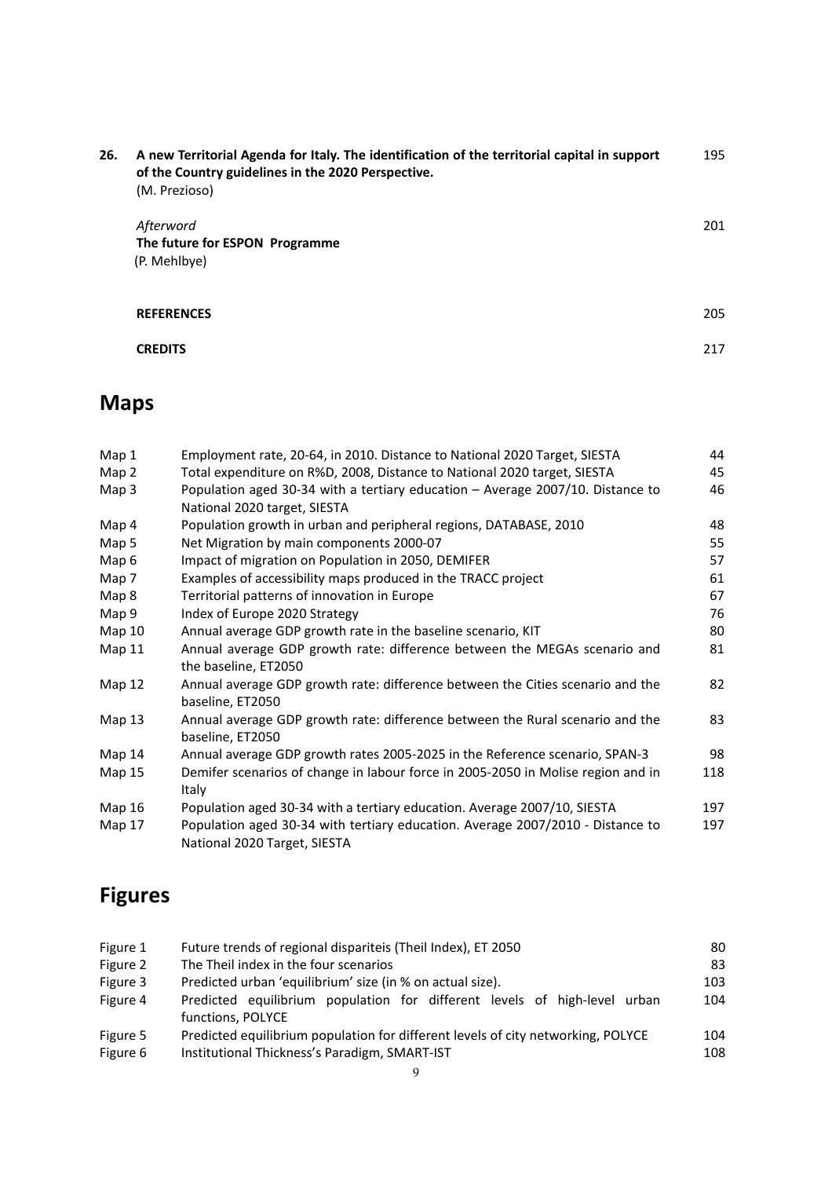| | | |
|---|---|---|
| **26.** | **A new Territorial Agenda for Italy. The identification of the territorial capital in support of the Country guidelines in the 2020 Perspective.** (M. Prezioso) | 195 |
| | *Afterword* **The future for ESPON Programme** (P. Mehlbye) | 201 |
| | **REFERENCES** | 205 |
| | **CREDITS** | 217 |

## Maps

| | | |
|---|---|---|
| Map 1 | Employment rate, 20-64, in 2010. Distance to National 2020 Target, SIESTA | 44 |
| Map 2 | Total expenditure on R%D, 2008, Distance to National 2020 target, SIESTA | 45 |
| Map 3 | Population aged 30-34 with a tertiary education – Average 2007/10. Distance to National 2020 target, SIESTA | 46 |
| Map 4 | Population growth in urban and peripheral regions, DATABASE, 2010 | 48 |
| Map 5 | Net Migration by main components 2000-07 | 55 |
| Map 6 | Impact of migration on Population in 2050, DEMIFER | 57 |
| Map 7 | Examples of accessibility maps produced in the TRACC project | 61 |
| Map 8 | Territorial patterns of innovation in Europe | 67 |
| Map 9 | Index of Europe 2020 Strategy | 76 |
| Map 10 | Annual average GDP growth rate in the baseline scenario, KIT | 80 |
| Map 11 | Annual average GDP growth rate: difference between the MEGAs scenario and the baseline, ET2050 | 81 |
| Map 12 | Annual average GDP growth rate: difference between the Cities scenario and the baseline, ET2050 | 82 |
| Map 13 | Annual average GDP growth rate: difference between the Rural scenario and the baseline, ET2050 | 83 |
| Map 14 | Annual average GDP growth rates 2005-2025 in the Reference scenario, SPAN-3 | 98 |
| Map 15 | Demifer scenarios of change in labour force in 2005-2050 in Molise region and in Italy | 118 |
| Map 16 | Population aged 30-34 with a tertiary education. Average 2007/10, SIESTA | 197 |
| Map 17 | Population aged 30-34 with tertiary education. Average 2007/2010 - Distance to National 2020 Target, SIESTA | 197 |

## Figures

| | | |
|---|---|---|
| Figure 1 | Future trends of regional dispariteis (Theil Index), ET 2050 | 80 |
| Figure 2 | The Theil index in the four scenarios | 83 |
| Figure 3 | Predicted urban 'equilibrium' size (in % on actual size). | 103 |
| Figure 4 | Predicted equilibrium population for different levels of high-level urban functions, POLYCE | 104 |
| Figure 5 | Predicted equilibrium population for different levels of city networking, POLYCE | 104 |
| Figure 6 | Institutional Thickness's Paradigm, SMART-IST | 108 |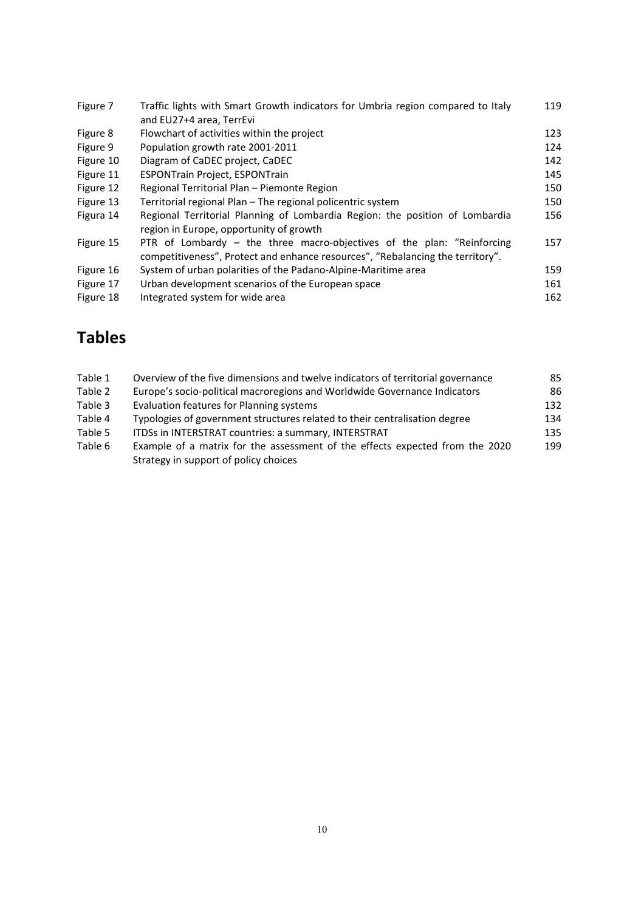| | | |
|---|---|---|
| Figure 7 | Traffic lights with Smart Growth indicators for Umbria region compared to Italy and EU27+4 area, TerrEvi | 119 |
| Figure 8 | Flowchart of activities within the project | 123 |
| Figure 9 | Population growth rate 2001-2011 | 124 |
| Figure 10 | Diagram of CaDEC project, CaDEC | 142 |
| Figure 11 | ESPONTrain Project, ESPONTrain | 145 |
| Figure 12 | Regional Territorial Plan – Piemonte Region | 150 |
| Figure 13 | Territorial regional Plan – The regional policentric system | 150 |
| Figura 14 | Regional Territorial Planning of Lombardia Region: the position of Lombardia region in Europe, opportunity of growth | 156 |
| Figure 15 | PTR of Lombardy – the three macro-objectives of the plan: "Reinforcing competitiveness", Protect and enhance resources", "Rebalancing the territory". | 157 |
| Figure 16 | System of urban polarities of the Padano-Alpine-Maritime area | 159 |
| Figure 17 | Urban development scenarios of the European space | 161 |
| Figure 18 | Integrated system for wide area | 162 |

## Tables

| | | |
|---|---|---|
| Table 1 | Overview of the five dimensions and twelve indicators of territorial governance | 85 |
| Table 2 | Europe's socio-political macroregions and Worldwide Governance Indicators | 86 |
| Table 3 | Evaluation features for Planning systems | 132 |
| Table 4 | Typologies of government structures related to their centralisation degree | 134 |
| Table 5 | ITDSs in INTERSTRAT countries: a summary, INTERSTRAT | 135 |
| Table 6 | Example of a matrix for the assessment of the effects expected from the 2020 Strategy in support of policy choices | 199 |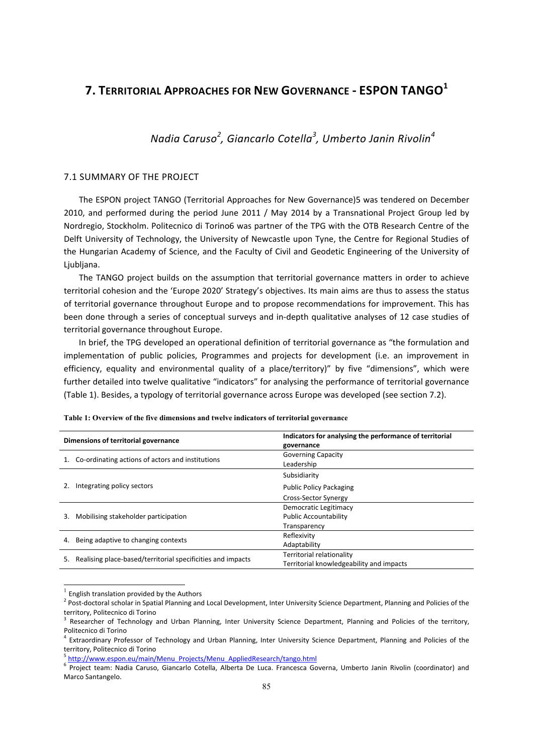# 7. Territorial Approaches for New Governance - ESPON TANGO[1]

*Nadia Caruso[2], Giancarlo Cotella[3], Umberto Janin Rivolin[4]*

## 7.1 SUMMARY OF THE PROJECT

The ESPON project TANGO (Territorial Approaches for New Governance)5 was tendered on December 2010, and performed during the period June 2011 / May 2014 by a Transnational Project Group led by Nordregio, Stockholm. Politecnico di Torino6 was partner of the TPG with the OTB Research Centre of the Delft University of Technology, the University of Newcastle upon Tyne, the Centre for Regional Studies of the Hungarian Academy of Science, and the Faculty of Civil and Geodetic Engineering of the University of Ljubljana.

The TANGO project builds on the assumption that territorial governance matters in order to achieve territorial cohesion and the 'Europe 2020' Strategy's objectives. Its main aims are thus to assess the status of territorial governance throughout Europe and to propose recommendations for improvement. This has been done through a series of conceptual surveys and in-depth qualitative analyses of 12 case studies of territorial governance throughout Europe.

In brief, the TPG developed an operational definition of territorial governance as "the formulation and implementation of public policies, Programmes and projects for development (i.e. an improvement in efficiency, equality and environmental quality of a place/territory)" by five "dimensions", which were further detailed into twelve qualitative "indicators" for analysing the performance of territorial governance (Table 1). Besides, a typology of territorial governance across Europe was developed (see section 7.2).

**Table 1: Overview of the five dimensions and twelve indicators of territorial governance**

| Dimensions of territorial governance | Indicators for analysing the performance of territorial governance |
|---|---|
| 1. Co-ordinating actions of actors and institutions | Governing Capacity<br>Leadership |
| 2. Integrating policy sectors | Subsidiarity<br>Public Policy Packaging<br>Cross-Sector Synergy |
| 3. Mobilising stakeholder participation | Democratic Legitimacy<br>Public Accountability<br>Transparency |
| 4. Being adaptive to changing contexts | Reflexivity<br>Adaptability |
| 5. Realising place-based/territorial specificities and impacts | Territorial relationality<br>Territorial knowledgeability and impacts |

---

[1] English translation provided by the Authors

[2] Post-doctoral scholar in Spatial Planning and Local Development, Inter University Science Department, Planning and Policies of the territory, Politecnico di Torino

[3] Researcher of Technology and Urban Planning, Inter University Science Department, Planning and Policies of the territory, Politecnico di Torino

[4] Extraordinary Professor of Technology and Urban Planning, Inter University Science Department, Planning and Policies of the territory, Politecnico di Torino

[5] http://www.espon.eu/main/Menu_Projects/Menu_AppliedResearch/tango.html

[6] Project team: Nadia Caruso, Giancarlo Cotella, Alberta De Luca. Francesca Governa, Umberto Janin Rivolin (coordinator) and Marco Santangelo.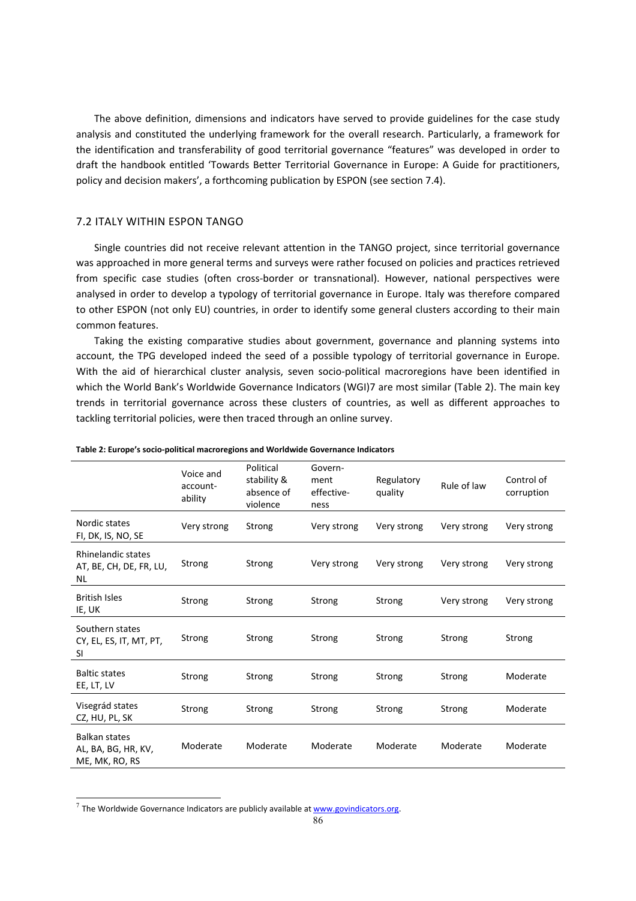The above definition, dimensions and indicators have served to provide guidelines for the case study analysis and constituted the underlying framework for the overall research. Particularly, a framework for the identification and transferability of good territorial governance "features" was developed in order to draft the handbook entitled 'Towards Better Territorial Governance in Europe: A Guide for practitioners, policy and decision makers', a forthcoming publication by ESPON (see section 7.4).

## 7.2 ITALY WITHIN ESPON TANGO

Single countries did not receive relevant attention in the TANGO project, since territorial governance was approached in more general terms and surveys were rather focused on policies and practices retrieved from specific case studies (often cross-border or transnational). However, national perspectives were analysed in order to develop a typology of territorial governance in Europe. Italy was therefore compared to other ESPON (not only EU) countries, in order to identify some general clusters according to their main common features.

Taking the existing comparative studies about government, governance and planning systems into account, the TPG developed indeed the seed of a possible typology of territorial governance in Europe. With the aid of hierarchical cluster analysis, seven socio-political macroregions have been identified in which the World Bank's Worldwide Governance Indicators (WGI)[7] are most similar (Table 2). The main key trends in territorial governance across these clusters of countries, as well as different approaches to tackling territorial policies, were then traced through an online survey.

**Table 2: Europe's socio-political macroregions and Worldwide Governance Indicators**

| | Voice and account-ability | Political stability & absence of violence | Govern-ment effective-ness | Regulatory quality | Rule of law | Control of corruption |
|---|---|---|---|---|---|---|
| Nordic states FI, DK, IS, NO, SE | Very strong | Strong | Very strong | Very strong | Very strong | Very strong |
| Rhinelandic states AT, BE, CH, DE, FR, LU, NL | Strong | Strong | Very strong | Very strong | Very strong | Very strong |
| British Isles IE, UK | Strong | Strong | Strong | Strong | Very strong | Very strong |
| Southern states CY, EL, ES, IT, MT, PT, SI | Strong | Strong | Strong | Strong | Strong | Strong |
| Baltic states EE, LT, LV | Strong | Strong | Strong | Strong | Strong | Moderate |
| Visegrád states CZ, HU, PL, SK | Strong | Strong | Strong | Strong | Strong | Moderate |
| Balkan states AL, BA, BG, HR, KV, ME, MK, RO, RS | Moderate | Moderate | Moderate | Moderate | Moderate | Moderate |

[7] The Worldwide Governance Indicators are publicly available at www.govindicators.org.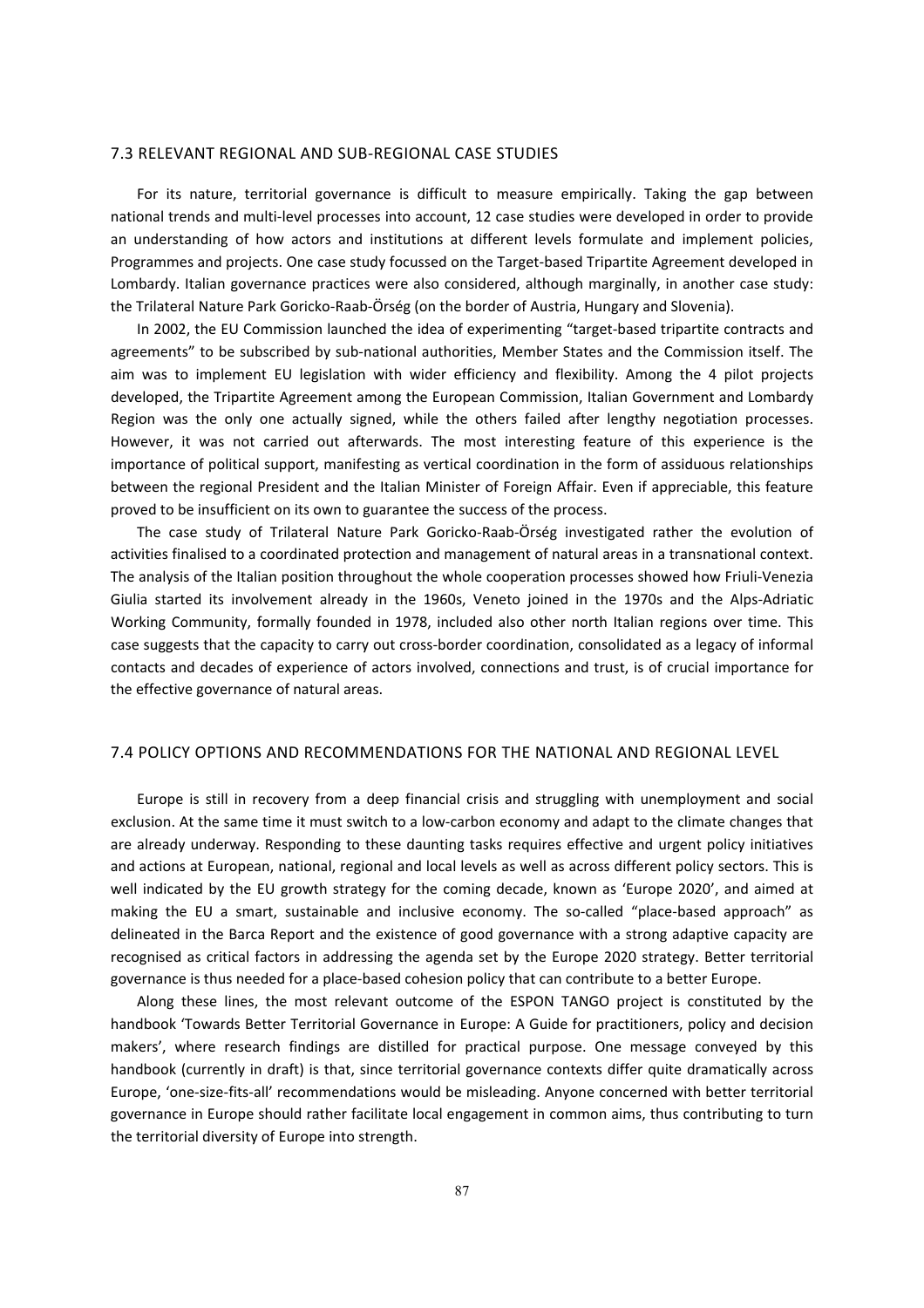### 7.3 RELEVANT REGIONAL AND SUB-REGIONAL CASE STUDIES

For its nature, territorial governance is difficult to measure empirically. Taking the gap between national trends and multi-level processes into account, 12 case studies were developed in order to provide an understanding of how actors and institutions at different levels formulate and implement policies, Programmes and projects. One case study focussed on the Target-based Tripartite Agreement developed in Lombardy. Italian governance practices were also considered, although marginally, in another case study: the Trilateral Nature Park Goricko-Raab-Örség (on the border of Austria, Hungary and Slovenia).

In 2002, the EU Commission launched the idea of experimenting "target-based tripartite contracts and agreements" to be subscribed by sub-national authorities, Member States and the Commission itself. The aim was to implement EU legislation with wider efficiency and flexibility. Among the 4 pilot projects developed, the Tripartite Agreement among the European Commission, Italian Government and Lombardy Region was the only one actually signed, while the others failed after lengthy negotiation processes. However, it was not carried out afterwards. The most interesting feature of this experience is the importance of political support, manifesting as vertical coordination in the form of assiduous relationships between the regional President and the Italian Minister of Foreign Affair. Even if appreciable, this feature proved to be insufficient on its own to guarantee the success of the process.

The case study of Trilateral Nature Park Goricko-Raab-Örség investigated rather the evolution of activities finalised to a coordinated protection and management of natural areas in a transnational context. The analysis of the Italian position throughout the whole cooperation processes showed how Friuli-Venezia Giulia started its involvement already in the 1960s, Veneto joined in the 1970s and the Alps-Adriatic Working Community, formally founded in 1978, included also other north Italian regions over time. This case suggests that the capacity to carry out cross-border coordination, consolidated as a legacy of informal contacts and decades of experience of actors involved, connections and trust, is of crucial importance for the effective governance of natural areas.

### 7.4 POLICY OPTIONS AND RECOMMENDATIONS FOR THE NATIONAL AND REGIONAL LEVEL

Europe is still in recovery from a deep financial crisis and struggling with unemployment and social exclusion. At the same time it must switch to a low-carbon economy and adapt to the climate changes that are already underway. Responding to these daunting tasks requires effective and urgent policy initiatives and actions at European, national, regional and local levels as well as across different policy sectors. This is well indicated by the EU growth strategy for the coming decade, known as 'Europe 2020', and aimed at making the EU a smart, sustainable and inclusive economy. The so-called "place-based approach" as delineated in the Barca Report and the existence of good governance with a strong adaptive capacity are recognised as critical factors in addressing the agenda set by the Europe 2020 strategy. Better territorial governance is thus needed for a place-based cohesion policy that can contribute to a better Europe.

Along these lines, the most relevant outcome of the ESPON TANGO project is constituted by the handbook 'Towards Better Territorial Governance in Europe: A Guide for practitioners, policy and decision makers', where research findings are distilled for practical purpose. One message conveyed by this handbook (currently in draft) is that, since territorial governance contexts differ quite dramatically across Europe, 'one-size-fits-all' recommendations would be misleading. Anyone concerned with better territorial governance in Europe should rather facilitate local engagement in common aims, thus contributing to turn the territorial diversity of Europe into strength.